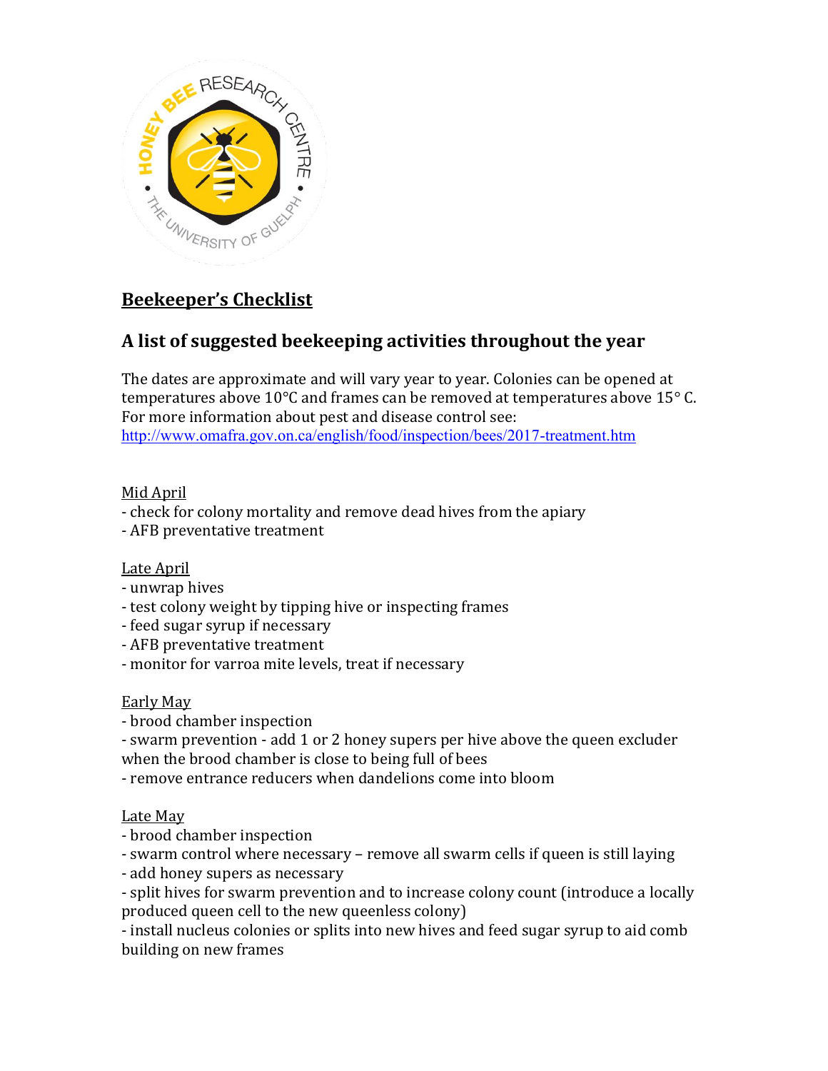# Beekeeper's Checklist

## A list of suggested beekeeping activities throughout the year

The dates are approximate and will vary year to year. Colonies can be opened at temperatures above 10°C and frames can be removed at temperatures above 15° C. For more information about pest and disease control see: http://www.omafra.gov.on.ca/english/food/inspection/bees/2017-treatment.htm

Mid April

- check for colony mortality and remove dead hives from the apiary
- AFB preventative treatment

Late April

- unwrap hives
- test colony weight by tipping hive or inspecting frames
- feed sugar syrup if necessary
- AFB preventative treatment
- monitor for varroa mite levels, treat if necessary

Early May

- brood chamber inspection
- swarm prevention - add 1 or 2 honey supers per hive above the queen excluder when the brood chamber is close to being full of bees
- remove entrance reducers when dandelions come into bloom

Late May

- brood chamber inspection
- swarm control where necessary – remove all swarm cells if queen is still laying
- add honey supers as necessary
- split hives for swarm prevention and to increase colony count (introduce a locally produced queen cell to the new queenless colony)
- install nucleus colonies or splits into new hives and feed sugar syrup to aid comb building on new frames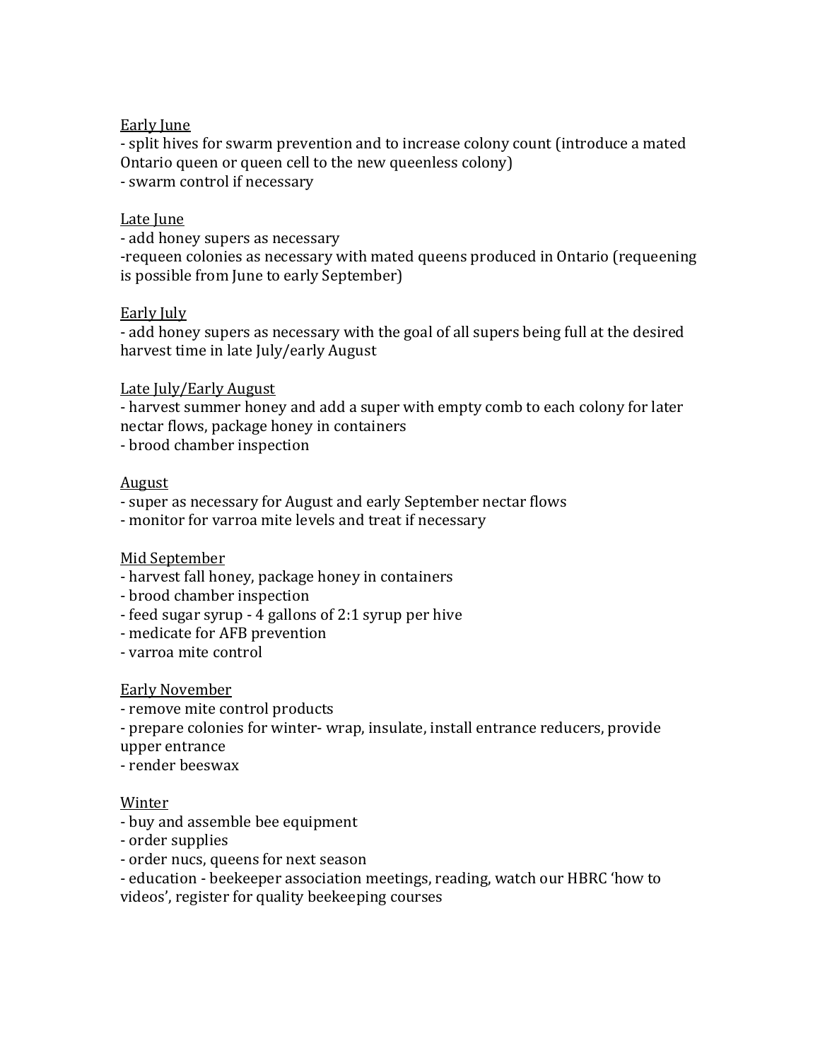<u>Early June</u>

- split hives for swarm prevention and to increase colony count (introduce a mated Ontario queen or queen cell to the new queenless colony)
- swarm control if necessary

<u>Late June</u>

- add honey supers as necessary
- requeen colonies as necessary with mated queens produced in Ontario (requeening is possible from June to early September)

<u>Early July</u>

- add honey supers as necessary with the goal of all supers being full at the desired harvest time in late July/early August

<u>Late July/Early August</u>

- harvest summer honey and add a super with empty comb to each colony for later nectar flows, package honey in containers
- brood chamber inspection

<u>August</u>

- super as necessary for August and early September nectar flows
- monitor for varroa mite levels and treat if necessary

<u>Mid September</u>

- harvest fall honey, package honey in containers
- brood chamber inspection
- feed sugar syrup - 4 gallons of 2:1 syrup per hive
- medicate for AFB prevention
- varroa mite control

<u>Early November</u>

- remove mite control products
- prepare colonies for winter- wrap, insulate, install entrance reducers, provide upper entrance
- render beeswax

<u>Winter</u>

- buy and assemble bee equipment
- order supplies
- order nucs, queens for next season
- education - beekeeper association meetings, reading, watch our HBRC 'how to videos', register for quality beekeeping courses